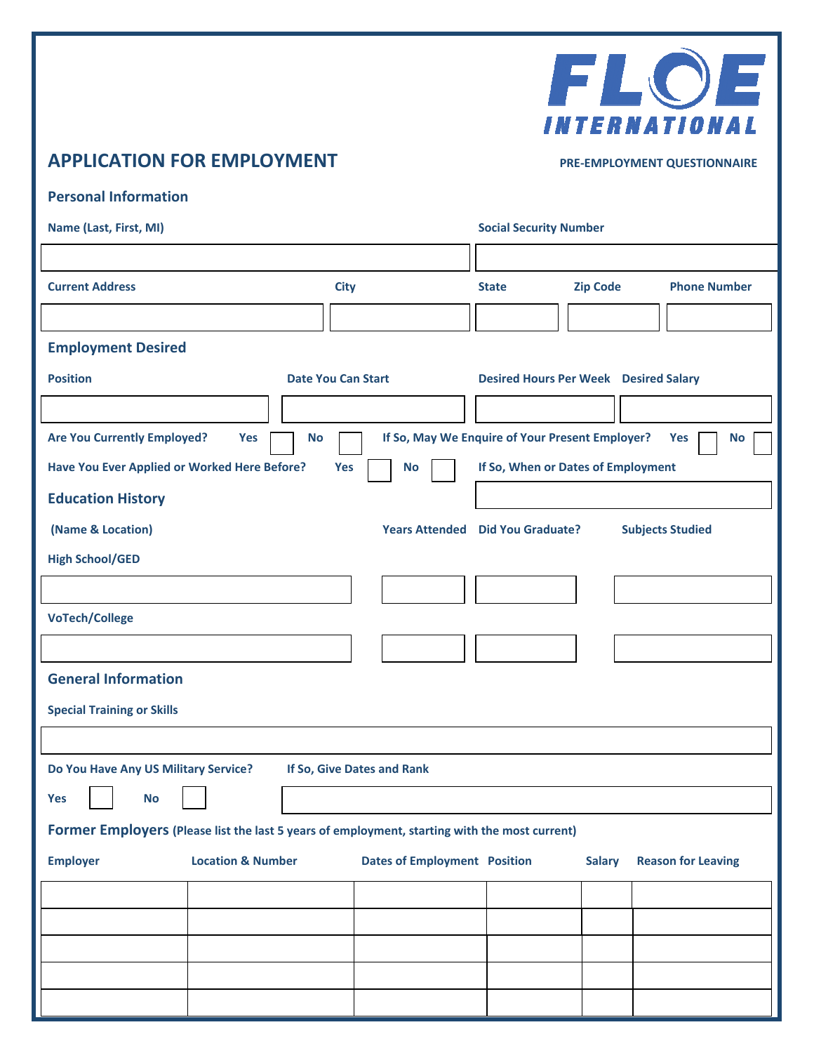FLOE INTERNATIONAL

# APPLICATION FOR EMPLOYMENT

**PRE-EMPLOYMENT QUESTIONNAIRE**

## Personal Information

| Name (Last, First, MI) | Social Security Number |
|---|---|
| | |

| Current Address | City | State | Zip Code | Phone Number |
|---|---|---|---|---|
| | | | | |

## Employment Desired

| Position | Date You Can Start | Desired Hours Per Week | Desired Salary |
|---|---|---|---|
| | | | |

**Are You Currently Employed?** Yes ☐ No ☐ **If So, May We Enquire of Your Present Employer?** Yes ☐ No ☐

**Have You Ever Applied or Worked Here Before?** Yes ☐ No ☐ **If So, When or Dates of Employment** ________

## Education History

| | (Name & Location) | Years Attended | Did You Graduate? | Subjects Studied |
|---|---|---|---|---|
| High School/GED | | | | |
| VoTech/College | | | | |

## General Information

**Special Training or Skills**

________

**Do You Have Any US Military Service?** Yes ☐ No ☐ **If So, Give Dates and Rank** ________

## Former Employers (Please list the last 5 years of employment, starting with the most current)

| Employer | Location & Number | Dates of Employment | Position | Salary | Reason for Leaving |
|---|---|---|---|---|---|
| | | | | | |
| | | | | | |
| | | | | | |
| | | | | | |
| | | | | | |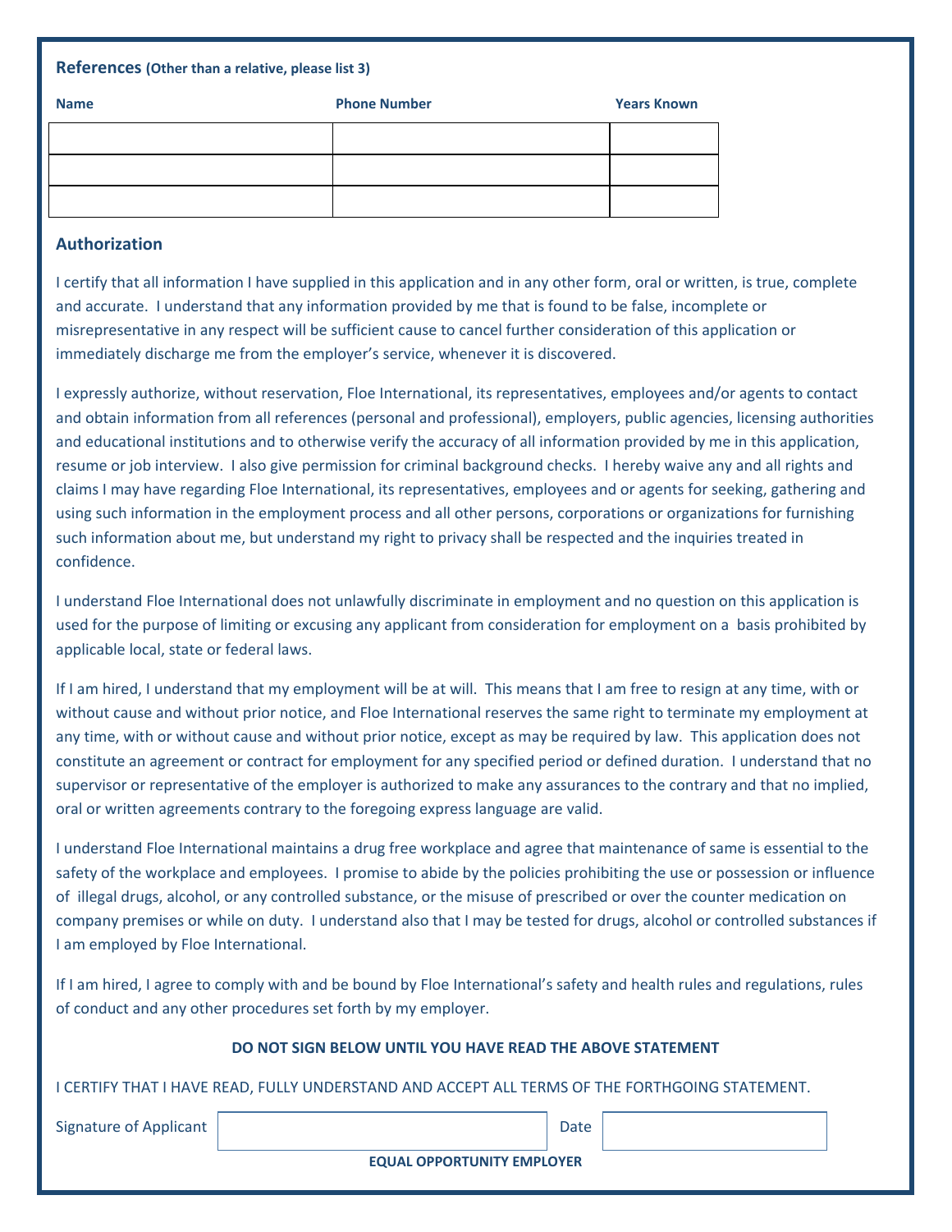## References (Other than a relative, please list 3)

| Name | Phone Number | Years Known |
|---|---|---|
| | | |
| | | |
| | | |

## Authorization

I certify that all information I have supplied in this application and in any other form, oral or written, is true, complete and accurate. I understand that any information provided by me that is found to be false, incomplete or misrepresentative in any respect will be sufficient cause to cancel further consideration of this application or immediately discharge me from the employer's service, whenever it is discovered.

I expressly authorize, without reservation, Floe International, its representatives, employees and/or agents to contact and obtain information from all references (personal and professional), employers, public agencies, licensing authorities and educational institutions and to otherwise verify the accuracy of all information provided by me in this application, resume or job interview. I also give permission for criminal background checks. I hereby waive any and all rights and claims I may have regarding Floe International, its representatives, employees and or agents for seeking, gathering and using such information in the employment process and all other persons, corporations or organizations for furnishing such information about me, but understand my right to privacy shall be respected and the inquiries treated in confidence.

I understand Floe International does not unlawfully discriminate in employment and no question on this application is used for the purpose of limiting or excusing any applicant from consideration for employment on a basis prohibited by applicable local, state or federal laws.

If I am hired, I understand that my employment will be at will. This means that I am free to resign at any time, with or without cause and without prior notice, and Floe International reserves the same right to terminate my employment at any time, with or without cause and without prior notice, except as may be required by law. This application does not constitute an agreement or contract for employment for any specified period or defined duration. I understand that no supervisor or representative of the employer is authorized to make any assurances to the contrary and that no implied, oral or written agreements contrary to the foregoing express language are valid.

I understand Floe International maintains a drug free workplace and agree that maintenance of same is essential to the safety of the workplace and employees. I promise to abide by the policies prohibiting the use or possession or influence of illegal drugs, alcohol, or any controlled substance, or the misuse of prescribed or over the counter medication on company premises or while on duty. I understand also that I may be tested for drugs, alcohol or controlled substances if I am employed by Floe International.

If I am hired, I agree to comply with and be bound by Floe International's safety and health rules and regulations, rules of conduct and any other procedures set forth by my employer.

**DO NOT SIGN BELOW UNTIL YOU HAVE READ THE ABOVE STATEMENT**

I CERTIFY THAT I HAVE READ, FULLY UNDERSTAND AND ACCEPT ALL TERMS OF THE FORTHGOING STATEMENT.

Signature of Applicant ____________________ Date ____________

**EQUAL OPPORTUNITY EMPLOYER**